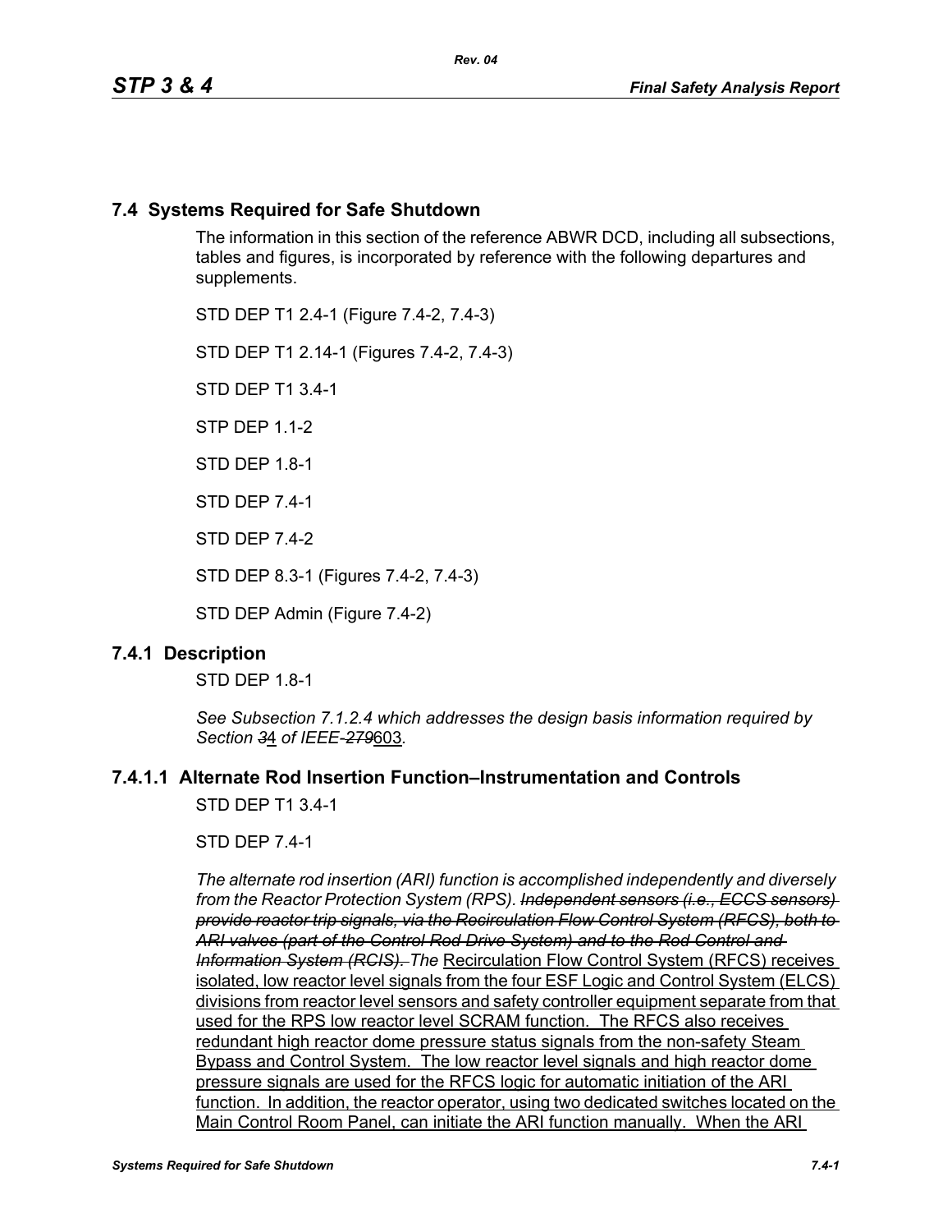## 7.4 Systems Required for Safe Shutdown

The information in this section of the reference ABWR DCD, including all subsections, tables and figures, is incorporated by reference with the following departures and supplements.

STD DEP T1 2.4-1 (Figure 7.4-2, 7.4-3)

STD DEP T1 2.14-1 (Figures 7.4-2, 7.4-3)

STD DEP T1 3.4-1

STP DEP 1.1-2

STD DEP 1.8-1

STD DEP 7.4-1

STD DEP 7.4-2

STD DEP 8.3-1 (Figures 7.4-2, 7.4-3)

STD DEP Admin (Figure 7.4-2)

## 7.4.1 Description

STD DEP 1.8-1

*See Subsection 7.1.2.4 which addresses the design basis information required by Section* ~~*3*~~<u>4</u> *of IEEE-*~~*279*~~<u>603</u>*.*

### 7.4.1.1 Alternate Rod Insertion Function–Instrumentation and Controls

STD DEP T1 3.4-1

STD DEP 7.4-1

*The alternate rod insertion (ARI) function is accomplished independently and diversely from the Reactor Protection System (RPS).* ~~*Independent sensors (i.e., ECCS sensors) provide reactor trip signals, via the Recirculation Flow Control System (RFCS), both to ARI valves (part of the Control Rod Drive System) and to the Rod Control and Information System (RCIS).*~~ *The* <u>Recirculation Flow Control System (RFCS) receives isolated, low reactor level signals from the four ESF Logic and Control System (ELCS) divisions from reactor level sensors and safety controller equipment separate from that used for the RPS low reactor level SCRAM function. The RFCS also receives redundant high reactor dome pressure status signals from the non-safety Steam Bypass and Control System. The low reactor level signals and high reactor dome pressure signals are used for the RFCS logic for automatic initiation of the ARI function. In addition, the reactor operator, using two dedicated switches located on the Main Control Room Panel, can initiate the ARI function manually. When the ARI</u>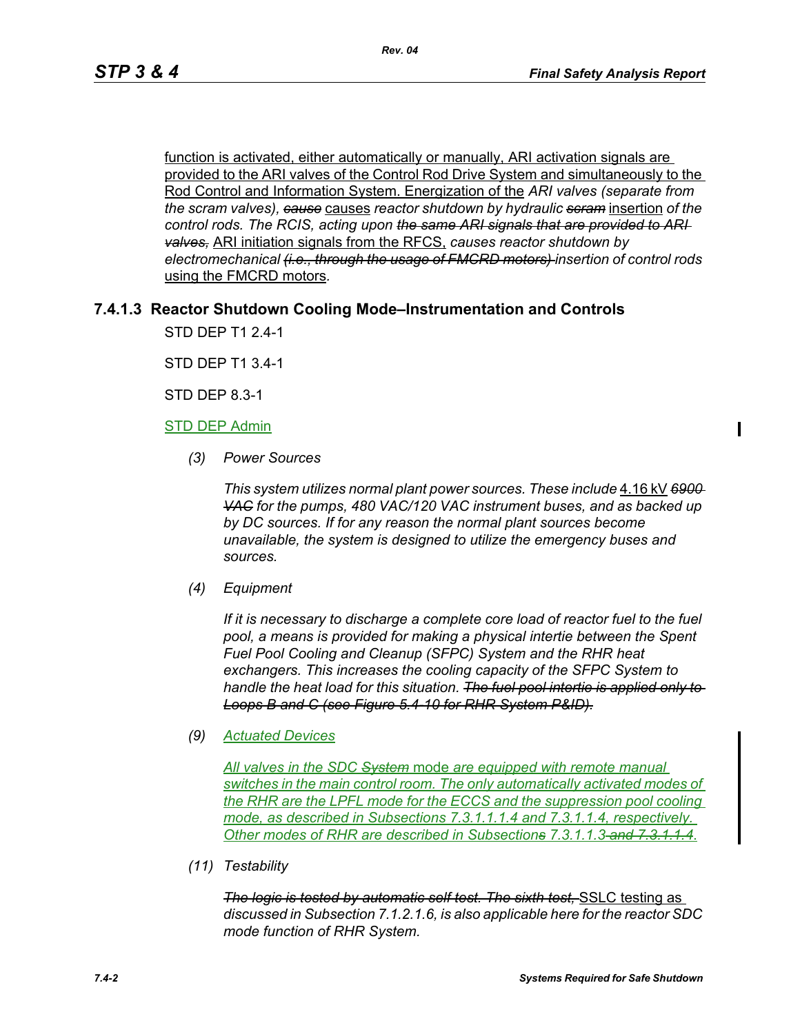function is activated, either automatically or manually, ARI activation signals are provided to the ARI valves of the Control Rod Drive System and simultaneously to the Rod Control and Information System. Energization of the *ARI valves (separate from the scram valves),* ~~*cause*~~ causes *reactor shutdown by hydraulic* ~~*scram*~~ insertion *of the control rods. The RCIS, acting upon* ~~*the same ARI signals that are provided to ARI valves,*~~ ARI initiation signals from the RFCS, *causes reactor shutdown by electromechanical* ~~*(i.e., through the usage of FMCRD motors)*~~ *insertion of control rods* using the FMCRD motors.

### 7.4.1.3 Reactor Shutdown Cooling Mode–Instrumentation and Controls

STD DEP T1 2.4-1

STD DEP T1 3.4-1

STD DEP 8.3-1

STD DEP Admin

*(3) Power Sources*

*This system utilizes normal plant power sources. These include* 4.16 kV ~~*6900 VAC*~~ *for the pumps, 480 VAC/120 VAC instrument buses, and as backed up by DC sources. If for any reason the normal plant sources become unavailable, the system is designed to utilize the emergency buses and sources.*

*(4) Equipment*

*If it is necessary to discharge a complete core load of reactor fuel to the fuel pool, a means is provided for making a physical intertie between the Spent Fuel Pool Cooling and Cleanup (SFPC) System and the RHR heat exchangers. This increases the cooling capacity of the SFPC System to handle the heat load for this situation.* ~~*The fuel pool intertie is applied only to Loops B and C (see Figure 5.4-10 for RHR System P&ID).*~~

*(9) Actuated Devices*

*All valves in the SDC* ~~*System*~~ mode *are equipped with remote manual switches in the main control room. The only automatically activated modes of the RHR are the LPFL mode for the ECCS and the suppression pool cooling mode, as described in Subsections 7.3.1.1.1.4 and 7.3.1.1.4, respectively. Other modes of RHR are described in Subsection*~~*s*~~ *7.3.1.1.3*~~*and 7.3.1.1.4*~~*.*

*(11) Testability*

~~*The logic is tested by automatic self test. The sixth test,*~~ SSLC testing as *discussed in Subsection 7.1.2.1.6, is also applicable here for the reactor SDC mode function of RHR System.*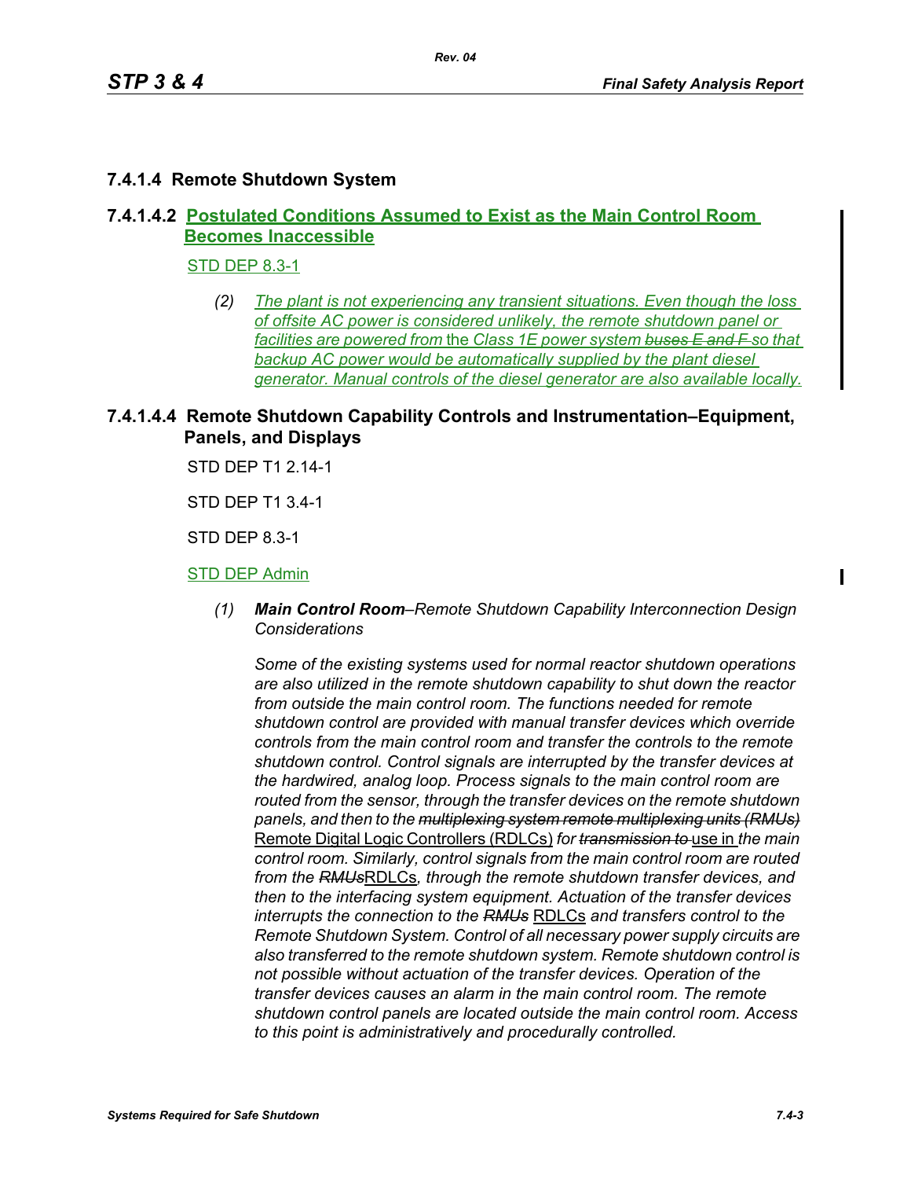## 7.4.1.4 Remote Shutdown System

### 7.4.1.4.2 Postulated Conditions Assumed to Exist as the Main Control Room Becomes Inaccessible

STD DEP 8.3-1

*(2) The plant is not experiencing any transient situations. Even though the loss of offsite AC power is considered unlikely, the remote shutdown panel or facilities are powered from* the *Class 1E power system* ~~*buses E and F*~~ *so that backup AC power would be automatically supplied by the plant diesel generator. Manual controls of the diesel generator are also available locally.*

### 7.4.1.4.4 Remote Shutdown Capability Controls and Instrumentation–Equipment, Panels, and Displays

STD DEP T1 2.14-1

STD DEP T1 3.4-1

STD DEP 8.3-1

STD DEP Admin

*(1)* ***Main Control Room****–Remote Shutdown Capability Interconnection Design Considerations*

*Some of the existing systems used for normal reactor shutdown operations are also utilized in the remote shutdown capability to shut down the reactor from outside the main control room. The functions needed for remote shutdown control are provided with manual transfer devices which override controls from the main control room and transfer the controls to the remote shutdown control. Control signals are interrupted by the transfer devices at the hardwired, analog loop. Process signals to the main control room are routed from the sensor, through the transfer devices on the remote shutdown panels, and then to the* ~~*multiplexing system remote multiplexing units (RMUs)*~~ Remote Digital Logic Controllers (RDLCs) *for* ~~*transmission to*~~ use in *the main control room. Similarly, control signals from the main control room are routed from the* ~~*RMUs*~~RDLCs*, through the remote shutdown transfer devices, and then to the interfacing system equipment. Actuation of the transfer devices interrupts the connection to the* ~~*RMUs*~~ RDLCs *and transfers control to the Remote Shutdown System. Control of all necessary power supply circuits are also transferred to the remote shutdown system. Remote shutdown control is not possible without actuation of the transfer devices. Operation of the transfer devices causes an alarm in the main control room. The remote shutdown control panels are located outside the main control room. Access to this point is administratively and procedurally controlled.*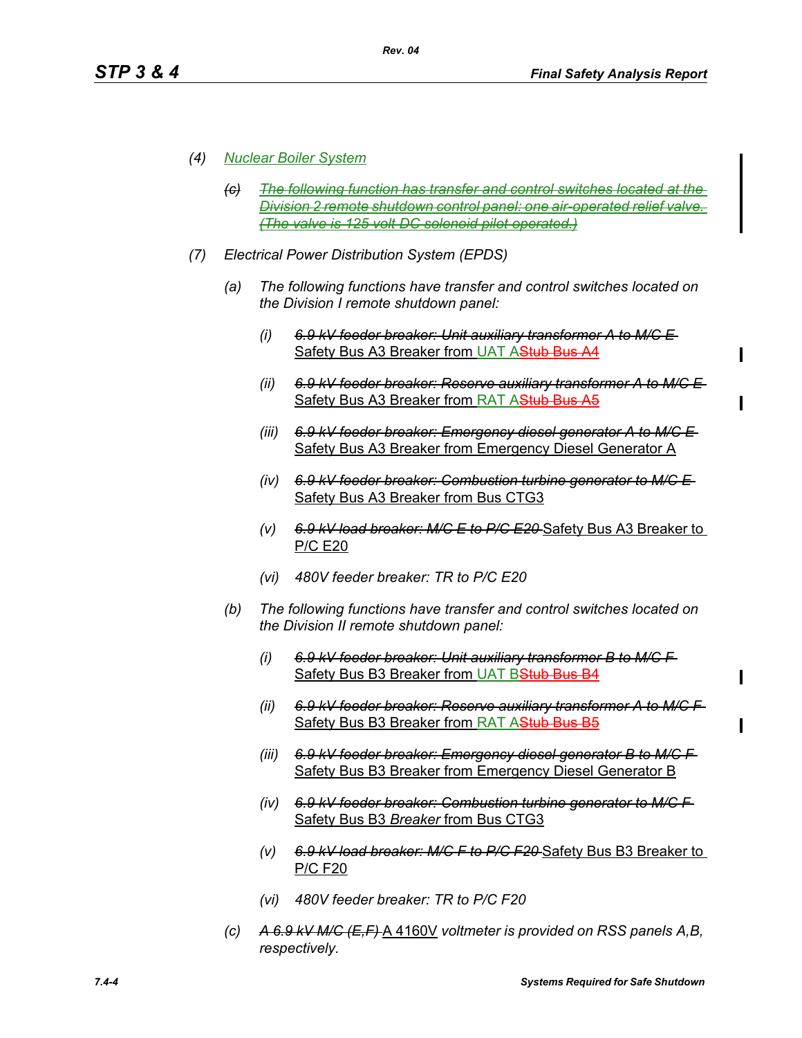*(4)* *Nuclear Boiler System*

*~~(c)~~* *~~The following function has transfer and control switches located at the Division 2 remote shutdown control panel: one air-operated relief valve. (The valve is 125 volt DC solenoid pilot operated.)~~*

*(7)* *Electrical Power Distribution System (EPDS)*

*(a)* *The following functions have transfer and control switches located on the Division I remote shutdown panel:*

*(i)* *~~6.9 kV feeder breaker: Unit auxiliary transformer A to M/C E~~* Safety Bus A3 Breaker from UAT A~~Stub Bus A4~~

*(ii)* *~~6.9 kV feeder breaker: Reserve auxiliary transformer A to M/C E~~* Safety Bus A3 Breaker from RAT A~~Stub Bus A5~~

*(iii)* *~~6.9 kV feeder breaker: Emergency diesel generator A to M/C E~~* Safety Bus A3 Breaker from Emergency Diesel Generator A

*(iv)* *~~6.9 kV feeder breaker: Combustion turbine generator to M/C E~~* Safety Bus A3 Breaker from Bus CTG3

*(v)* *~~6.9 kV load breaker: M/C E to P/C E20~~* Safety Bus A3 Breaker to P/C E20

*(vi)* *480V feeder breaker: TR to P/C E20*

*(b)* *The following functions have transfer and control switches located on the Division II remote shutdown panel:*

*(i)* *~~6.9 kV feeder breaker: Unit auxiliary transformer B to M/C F~~* Safety Bus B3 Breaker from UAT B~~Stub Bus B4~~

*(ii)* *~~6.9 kV feeder breaker: Reserve auxiliary transformer A to M/C F~~* Safety Bus B3 Breaker from RAT A~~Stub Bus B5~~

*(iii)* *~~6.9 kV feeder breaker: Emergency diesel generator B to M/C F~~* Safety Bus B3 Breaker from Emergency Diesel Generator B

*(iv)* *~~6.9 kV feeder breaker: Combustion turbine generator to M/C F~~* Safety Bus B3 *Breaker* from Bus CTG3

*(v)* *~~6.9 kV load breaker: M/C F to P/C F20~~* Safety Bus B3 Breaker to P/C F20

*(vi)* *480V feeder breaker: TR to P/C F20*

*(c)* *~~A 6.9 kV M/C (E,F)~~* A 4160V *voltmeter is provided on RSS panels A,B, respectively.*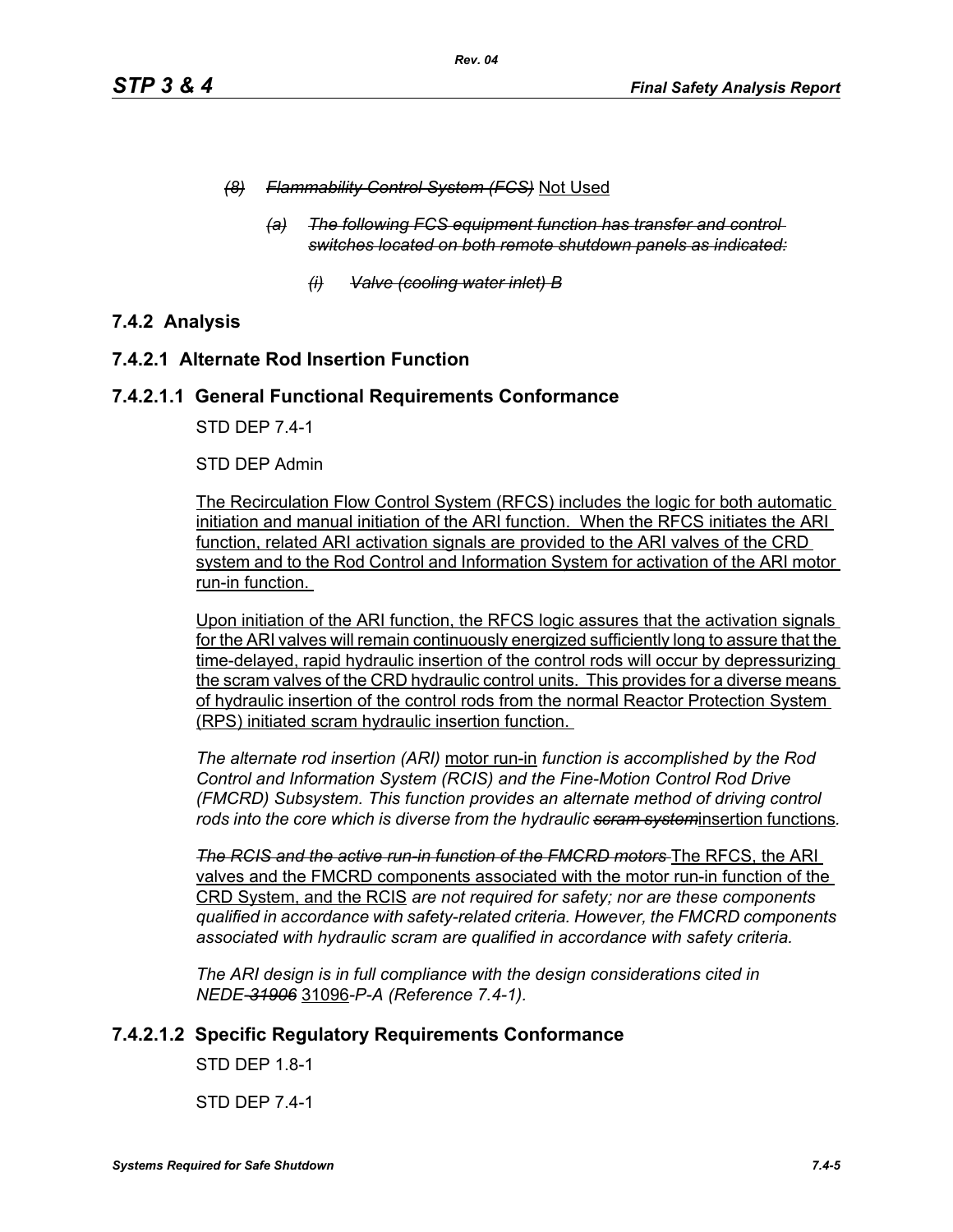*~~(8) Flammability Control System (FCS)~~* Not Used

*~~(a) The following FCS equipment function has transfer and control switches located on both remote shutdown panels as indicated:~~*

*~~(i) Valve (cooling water inlet) B~~*

## 7.4.2 Analysis

### 7.4.2.1 Alternate Rod Insertion Function

#### 7.4.2.1.1 General Functional Requirements Conformance

STD DEP 7.4-1

STD DEP Admin

<u>The Recirculation Flow Control System (RFCS) includes the logic for both automatic initiation and manual initiation of the ARI function. When the RFCS initiates the ARI function, related ARI activation signals are provided to the ARI valves of the CRD system and to the Rod Control and Information System for activation of the ARI motor run-in function.</u>

<u>Upon initiation of the ARI function, the RFCS logic assures that the activation signals for the ARI valves will remain continuously energized sufficiently long to assure that the time-delayed, rapid hydraulic insertion of the control rods will occur by depressurizing the scram valves of the CRD hydraulic control units. This provides for a diverse means of hydraulic insertion of the control rods from the normal Reactor Protection System (RPS) initiated scram hydraulic insertion function.</u>

*The alternate rod insertion (ARI)* <u>motor run-in</u> *function is accomplished by the Rod Control and Information System (RCIS) and the Fine-Motion Control Rod Drive (FMCRD) Subsystem. This function provides an alternate method of driving control rods into the core which is diverse from the hydraulic ~~scram system~~*<u>insertion functions</u>*.*

*~~The RCIS and the active run-in function of the FMCRD motors~~* <u>The RFCS, the ARI valves and the FMCRD components associated with the motor run-in function of the CRD System, and the RCIS</u> *are not required for safety; nor are these components qualified in accordance with safety-related criteria. However, the FMCRD components associated with hydraulic scram are qualified in accordance with safety criteria.*

*The ARI design is in full compliance with the design considerations cited in NEDE-~~31906~~* <u>31096</u>*-P-A (Reference 7.4-1).*

#### 7.4.2.1.2 Specific Regulatory Requirements Conformance

STD DEP 1.8-1

STD DEP 7.4-1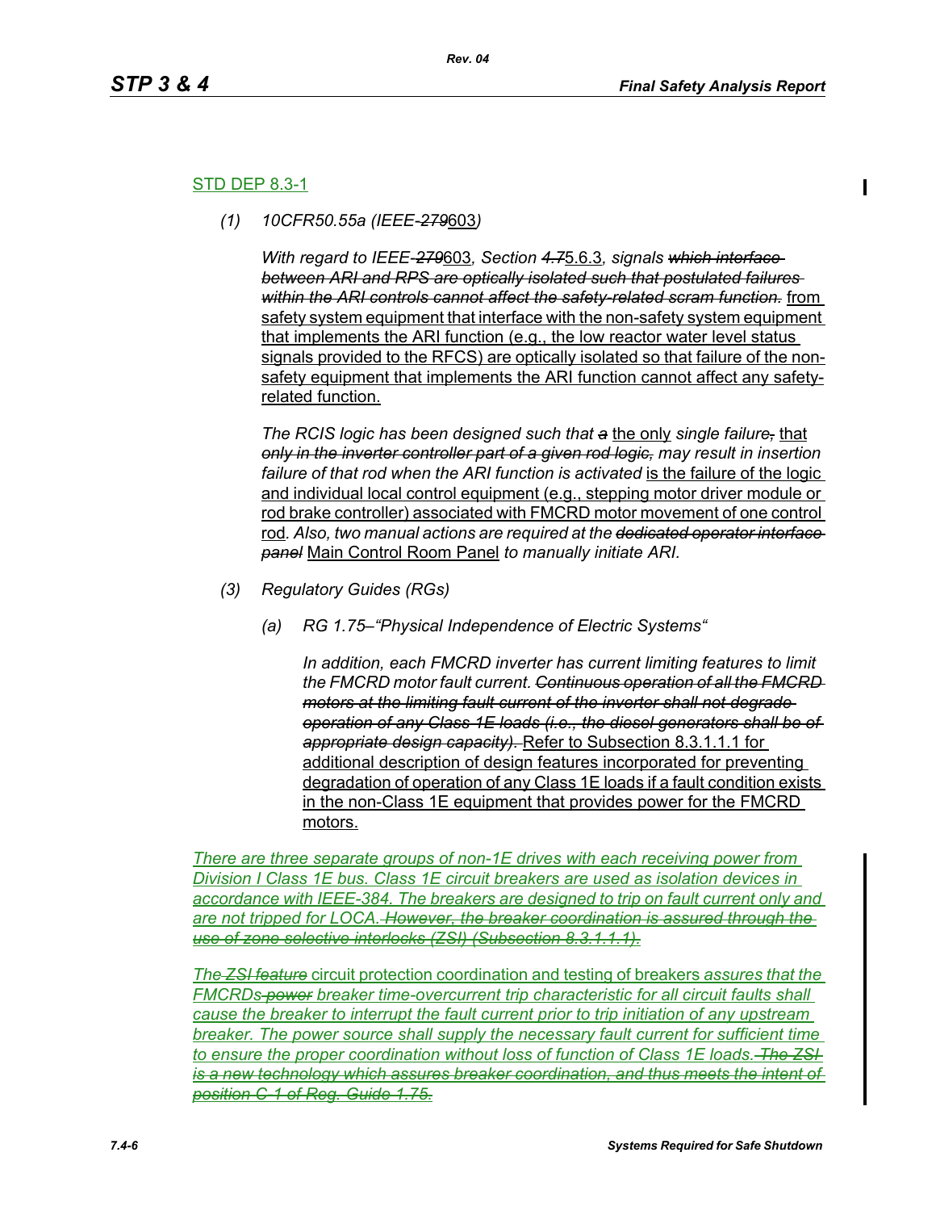STD DEP 8.3-1

*(1) 10CFR50.55a (IEEE-~~279~~603)*

*With regard to IEEE-~~279~~603, Section ~~4.7~~5.6.3, signals ~~which interface between ARI and RPS are optically isolated such that postulated failures within the ARI controls cannot affect the safety-related scram function.~~* from safety system equipment that interface with the non-safety system equipment that implements the ARI function (e.g., the low reactor water level status signals provided to the RFCS) are optically isolated so that failure of the non-safety equipment that implements the ARI function cannot affect any safety-related function.

*The RCIS logic has been designed such that ~~a~~* the only *single failure~~,~~* that *~~only in the inverter controller part of a given rod logic,~~ may result in insertion failure of that rod when the ARI function is activated* is the failure of the logic and individual local control equipment (e.g., stepping motor driver module or rod brake controller) associated with FMCRD motor movement of one control rod*. Also, two manual actions are required at the ~~dedicated operator interface panel~~* Main Control Room Panel *to manually initiate ARI.*

*(3) Regulatory Guides (RGs)*

*(a) RG 1.75–"Physical Independence of Electric Systems"*

*In addition, each FMCRD inverter has current limiting features to limit the FMCRD motor fault current. ~~Continuous operation of all the FMCRD motors at the limiting fault current of the inverter shall not degrade operation of any Class 1E loads (i.e., the diesel generators shall be of appropriate design capacity).~~* Refer to Subsection 8.3.1.1.1 for additional description of design features incorporated for preventing degradation of operation of any Class 1E loads if a fault condition exists in the non-Class 1E equipment that provides power for the FMCRD motors.

*There are three separate groups of non-1E drives with each receiving power from Division I Class 1E bus. Class 1E circuit breakers are used as isolation devices in accordance with IEEE-384. The breakers are designed to trip on fault current only and are not tripped for LOCA. ~~However, the breaker coordination is assured through the use of zone selective interlocks (ZSI) (Subsection 8.3.1.1.1).~~*

*The ~~ZSI feature~~* circuit protection coordination and testing of breakers *assures that the FMCRDs ~~power~~ breaker time-overcurrent trip characteristic for all circuit faults shall cause the breaker to interrupt the fault current prior to trip initiation of any upstream breaker. The power source shall supply the necessary fault current for sufficient time to ensure the proper coordination without loss of function of Class 1E loads. ~~The ZSI is a new technology which assures breaker coordination, and thus meets the intent of position C-1 of Reg. Guide 1.75.~~*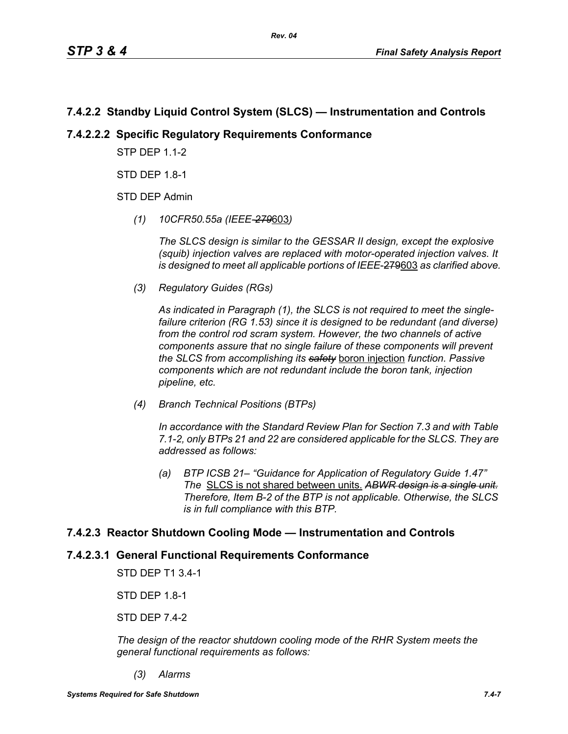## 7.4.2.2 Standby Liquid Control System (SLCS) — Instrumentation and Controls

### 7.4.2.2.2 Specific Regulatory Requirements Conformance

STP DEP 1.1-2

STD DEP 1.8-1

STD DEP Admin

*(1) 10CFR50.55a (IEEE-~~279~~603)*

*The SLCS design is similar to the GESSAR II design, except the explosive (squib) injection valves are replaced with motor-operated injection valves. It is designed to meet all applicable portions of IEEE-~~279~~603 as clarified above.*

*(3) Regulatory Guides (RGs)*

*As indicated in Paragraph (1), the SLCS is not required to meet the single-failure criterion (RG 1.53) since it is designed to be redundant (and diverse) from the control rod scram system. However, the two channels of active components assure that no single failure of these components will prevent the SLCS from accomplishing its ~~safety~~* boron injection *function. Passive components which are not redundant include the boron tank, injection pipeline, etc.*

*(4) Branch Technical Positions (BTPs)*

*In accordance with the Standard Review Plan for Section 7.3 and with Table 7.1-2, only BTPs 21 and 22 are considered applicable for the SLCS. They are addressed as follows:*

*(a) BTP ICSB 21– "Guidance for Application of Regulatory Guide 1.47" The* SLCS is not shared between units. *~~ABWR design is a single unit.~~ Therefore, Item B-2 of the BTP is not applicable. Otherwise, the SLCS is in full compliance with this BTP.*

## 7.4.2.3 Reactor Shutdown Cooling Mode — Instrumentation and Controls

### 7.4.2.3.1 General Functional Requirements Conformance

STD DEP T1 3.4-1

STD DEP 1.8-1

STD DEP 7.4-2

*The design of the reactor shutdown cooling mode of the RHR System meets the general functional requirements as follows:*

*(3) Alarms*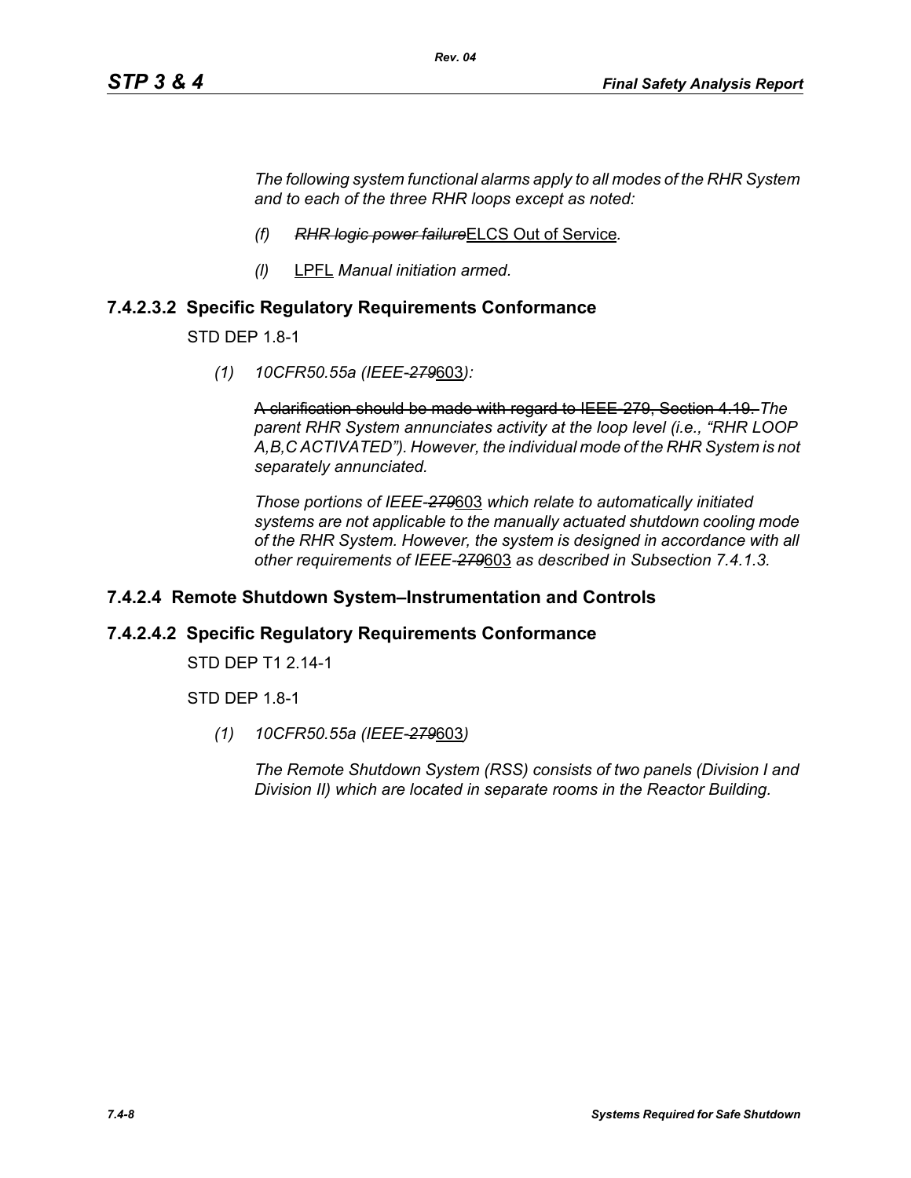*The following system functional alarms apply to all modes of the RHR System and to each of the three RHR loops except as noted:*

- *(f)* ~~*RHR logic power failure*~~ELCS Out of Service*.*
- *(l)* LPFL *Manual initiation armed.*

## 7.4.2.3.2 Specific Regulatory Requirements Conformance

STD DEP 1.8-1

*(1) 10CFR50.55a (IEEE-~~279~~*603*):*

~~A clarification should be made with regard to IEEE-279, Section 4.19.~~ *The parent RHR System annunciates activity at the loop level (i.e., "RHR LOOP A,B,C ACTIVATED"). However, the individual mode of the RHR System is not separately annunciated.*

*Those portions of IEEE-~~279~~*603 *which relate to automatically initiated systems are not applicable to the manually actuated shutdown cooling mode of the RHR System. However, the system is designed in accordance with all other requirements of IEEE-~~279~~*603 *as described in Subsection 7.4.1.3.*

## 7.4.2.4 Remote Shutdown System–Instrumentation and Controls

## 7.4.2.4.2 Specific Regulatory Requirements Conformance

STD DEP T1 2.14-1

STD DEP 1.8-1

*(1) 10CFR50.55a (IEEE-~~279~~*603*)*

*The Remote Shutdown System (RSS) consists of two panels (Division I and Division II) which are located in separate rooms in the Reactor Building.*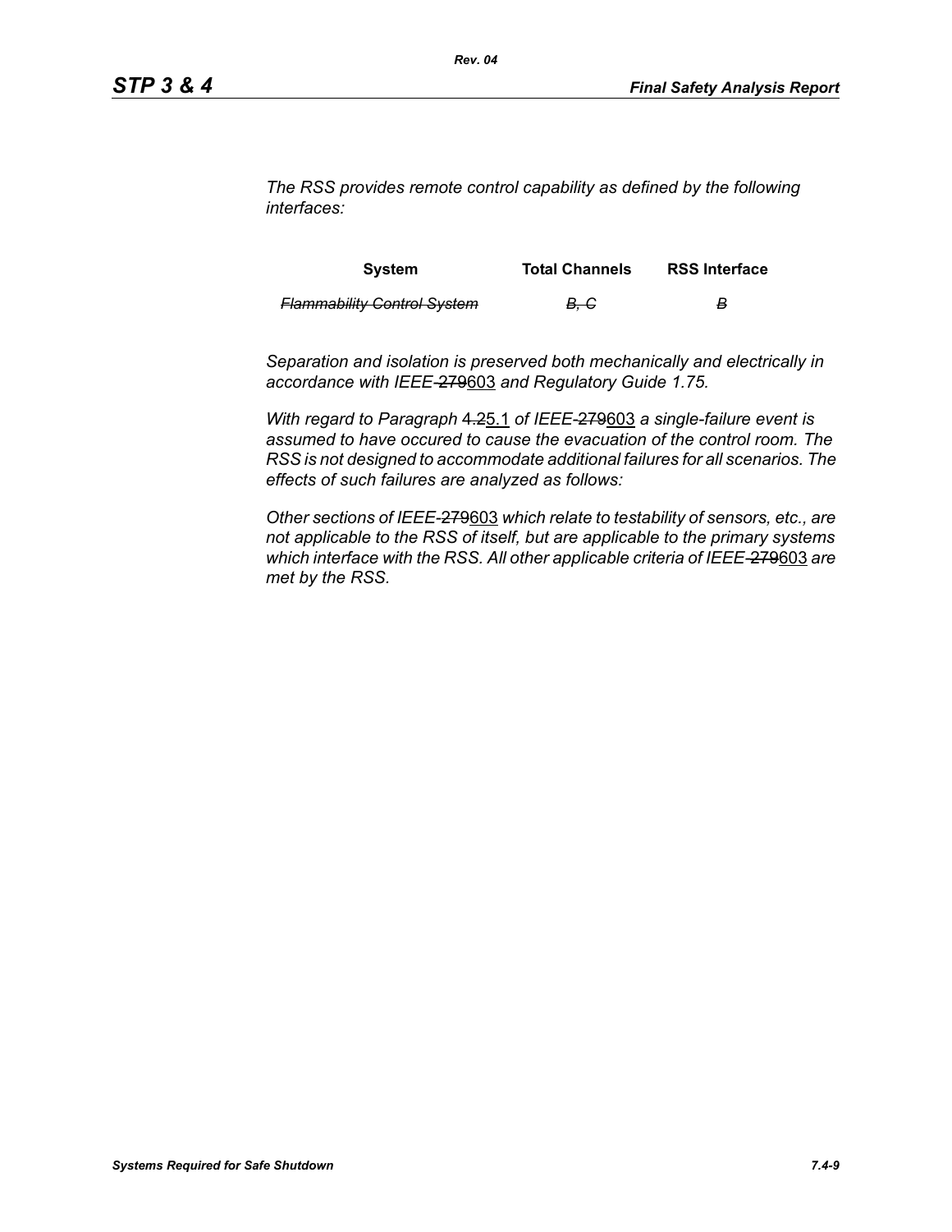*The RSS provides remote control capability as defined by the following interfaces:*

| System | Total Channels | RSS Interface |
|---|---|---|
| ~~*Flammability Control System*~~ | ~~*B, C*~~ | ~~*B*~~ |

*Separation and isolation is preserved both mechanically and electrically in accordance with IEEE-~~279~~603 and Regulatory Guide 1.75.*

*With regard to Paragraph ~~4.2~~5.1 of IEEE-~~279~~603 a single-failure event is assumed to have occured to cause the evacuation of the control room. The RSS is not designed to accommodate additional failures for all scenarios. The effects of such failures are analyzed as follows:*

*Other sections of IEEE-~~279~~603 which relate to testability of sensors, etc., are not applicable to the RSS of itself, but are applicable to the primary systems which interface with the RSS. All other applicable criteria of IEEE-~~279~~603 are met by the RSS.*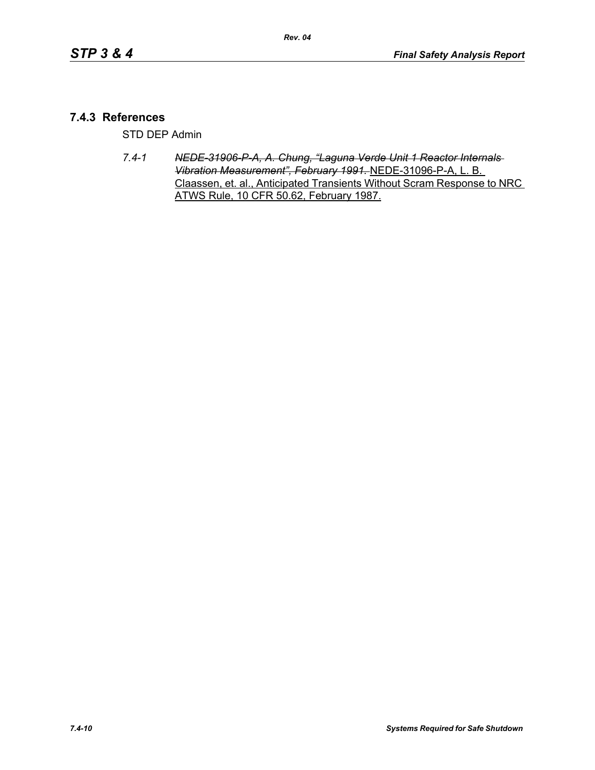## 7.4.3 References

STD DEP Admin

*7.4-1* ~~*NEDE-31906-P-A, A. Chung, "Laguna Verde Unit 1 Reactor Internals Vibration Measurement", February 1991.*~~ <u>NEDE-31096-P-A, L. B. Claassen, et. al., Anticipated Transients Without Scram Response to NRC ATWS Rule, 10 CFR 50.62, February 1987.</u>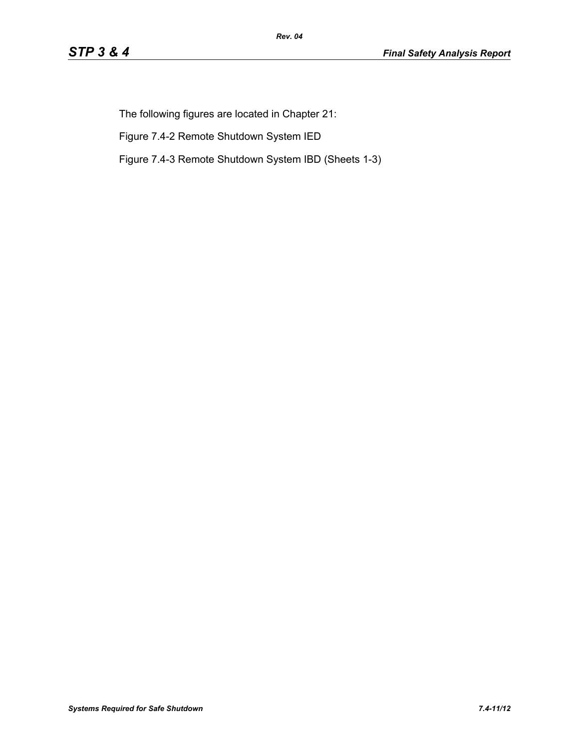The following figures are located in Chapter 21:

Figure 7.4-2 Remote Shutdown System IED

Figure 7.4-3 Remote Shutdown System IBD (Sheets 1-3)